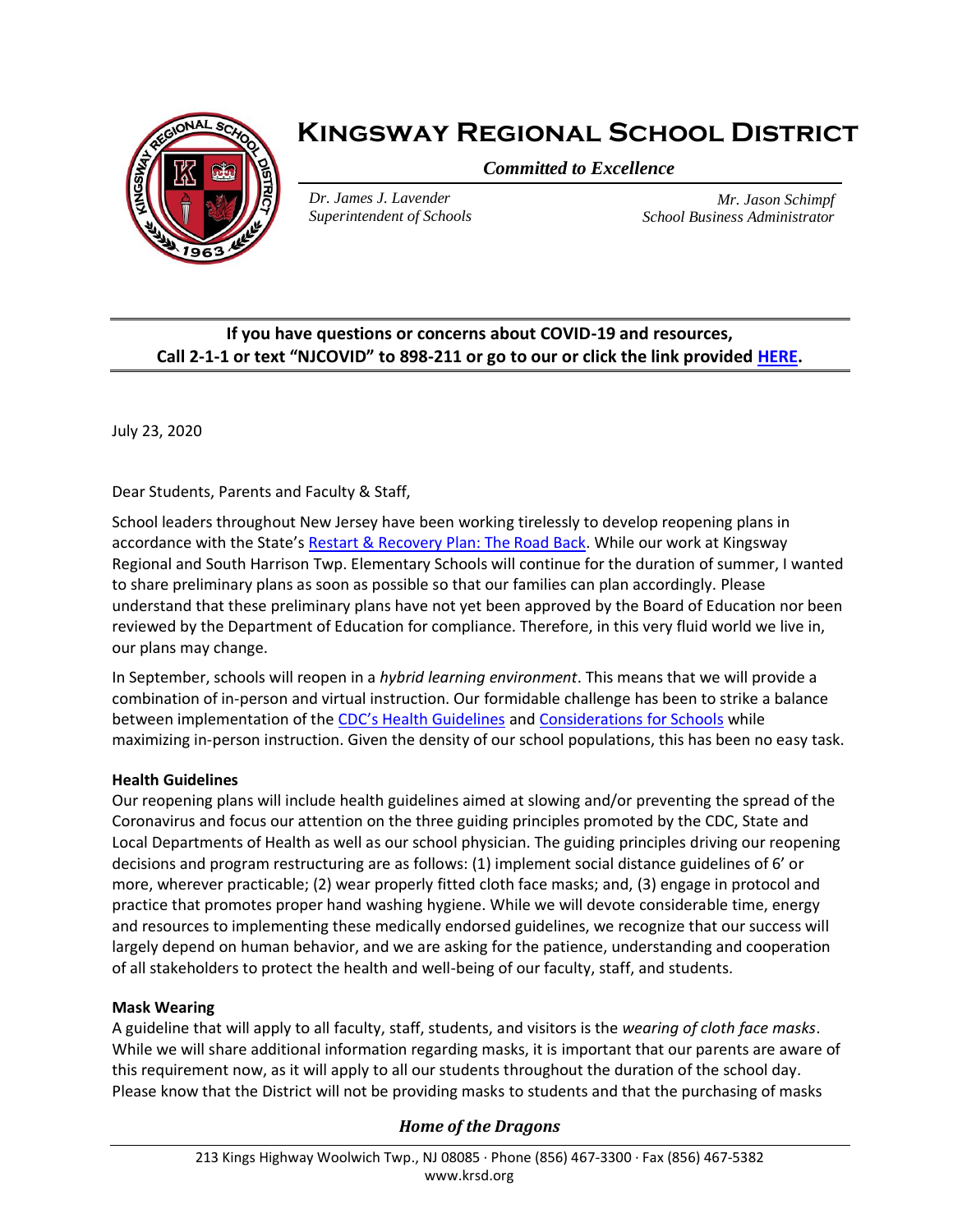# Kingsway Regional School District

*Committed to Excellence*

*Dr. James J. Lavender*
*Superintendent of Schools*

*Mr. Jason Schimpf*
*School Business Administrator*

---

**If you have questions or concerns about COVID-19 and resources,**
**Call 2-1-1 or text "NJCOVID" to 898-211 or go to our or click the link provided HERE.**

---

July 23, 2020

Dear Students, Parents and Faculty & Staff,

School leaders throughout New Jersey have been working tirelessly to develop reopening plans in accordance with the State's Restart & Recovery Plan: The Road Back. While our work at Kingsway Regional and South Harrison Twp. Elementary Schools will continue for the duration of summer, I wanted to share preliminary plans as soon as possible so that our families can plan accordingly. Please understand that these preliminary plans have not yet been approved by the Board of Education nor been reviewed by the Department of Education for compliance. Therefore, in this very fluid world we live in, our plans may change.

In September, schools will reopen in a *hybrid learning environment*. This means that we will provide a combination of in-person and virtual instruction. Our formidable challenge has been to strike a balance between implementation of the CDC's Health Guidelines and Considerations for Schools while maximizing in-person instruction. Given the density of our school populations, this has been no easy task.

**Health Guidelines**
Our reopening plans will include health guidelines aimed at slowing and/or preventing the spread of the Coronavirus and focus our attention on the three guiding principles promoted by the CDC, State and Local Departments of Health as well as our school physician. The guiding principles driving our reopening decisions and program restructuring are as follows: (1) implement social distance guidelines of 6' or more, wherever practicable; (2) wear properly fitted cloth face masks; and, (3) engage in protocol and practice that promotes proper hand washing hygiene. While we will devote considerable time, energy and resources to implementing these medically endorsed guidelines, we recognize that our success will largely depend on human behavior, and we are asking for the patience, understanding and cooperation of all stakeholders to protect the health and well-being of our faculty, staff, and students.

**Mask Wearing**
A guideline that will apply to all faculty, staff, students, and visitors is the *wearing of cloth face masks*. While we will share additional information regarding masks, it is important that our parents are aware of this requirement now, as it will apply to all our students throughout the duration of the school day. Please know that the District will not be providing masks to students and that the purchasing of masks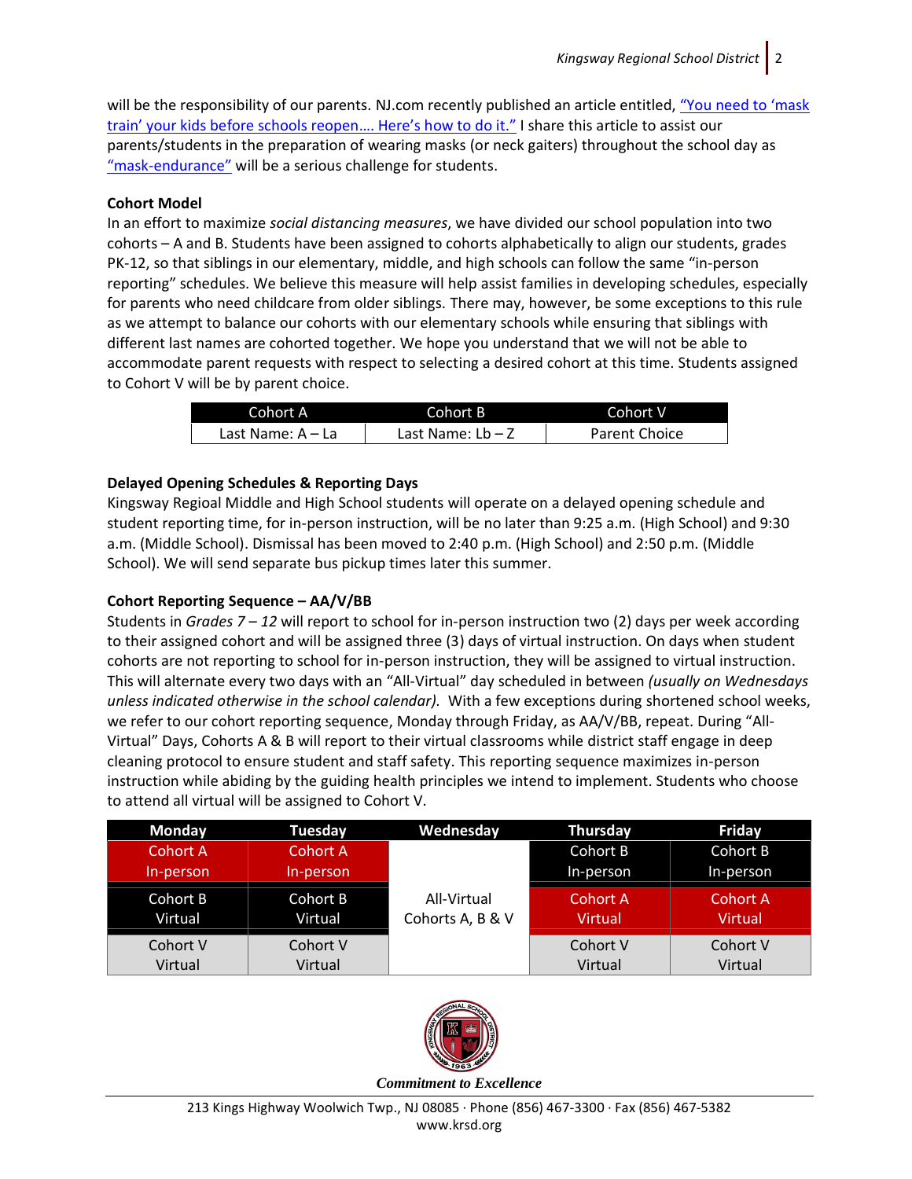will be the responsibility of our parents. NJ.com recently published an article entitled, "You need to 'mask train' your kids before schools reopen…. Here's how to do it." I share this article to assist our parents/students in the preparation of wearing masks (or neck gaiters) throughout the school day as "mask-endurance" will be a serious challenge for students.

**Cohort Model**

In an effort to maximize *social distancing measures*, we have divided our school population into two cohorts – A and B. Students have been assigned to cohorts alphabetically to align our students, grades PK-12, so that siblings in our elementary, middle, and high schools can follow the same "in-person reporting" schedules. We believe this measure will help assist families in developing schedules, especially for parents who need childcare from older siblings. There may, however, be some exceptions to this rule as we attempt to balance our cohorts with our elementary schools while ensuring that siblings with different last names are cohorted together. We hope you understand that we will not be able to accommodate parent requests with respect to selecting a desired cohort at this time. Students assigned to Cohort V will be by parent choice.

| Cohort A | Cohort B | Cohort V |
|---|---|---|
| Last Name: A – La | Last Name: Lb – Z | Parent Choice |

**Delayed Opening Schedules & Reporting Days**

Kingsway Regioal Middle and High School students will operate on a delayed opening schedule and student reporting time, for in-person instruction, will be no later than 9:25 a.m. (High School) and 9:30 a.m. (Middle School). Dismissal has been moved to 2:40 p.m. (High School) and 2:50 p.m. (Middle School). We will send separate bus pickup times later this summer.

**Cohort Reporting Sequence – AA/V/BB**

Students in *Grades 7 – 12* will report to school for in-person instruction two (2) days per week according to their assigned cohort and will be assigned three (3) days of virtual instruction. On days when student cohorts are not reporting to school for in-person instruction, they will be assigned to virtual instruction. This will alternate every two days with an "All-Virtual" day scheduled in between *(usually on Wednesdays unless indicated otherwise in the school calendar).* With a few exceptions during shortened school weeks, we refer to our cohort reporting sequence, Monday through Friday, as AA/V/BB, repeat. During "All-Virtual" Days, Cohorts A & B will report to their virtual classrooms while district staff engage in deep cleaning protocol to ensure student and staff safety. This reporting sequence maximizes in-person instruction while abiding by the guiding health principles we intend to implement. Students who choose to attend all virtual will be assigned to Cohort V.

| Monday | Tuesday | Wednesday | Thursday | Friday |
|---|---|---|---|---|
| Cohort A In-person | Cohort A In-person | All-Virtual Cohorts A, B & V | Cohort B In-person | Cohort B In-person |
| Cohort B Virtual | Cohort B Virtual | | Cohort A Virtual | Cohort A Virtual |
| Cohort V Virtual | Cohort V Virtual | | Cohort V Virtual | Cohort V Virtual |

*Commitment to Excellence*

213 Kings Highway Woolwich Twp., NJ 08085 · Phone (856) 467-3300 · Fax (856) 467-5382
www.krsd.org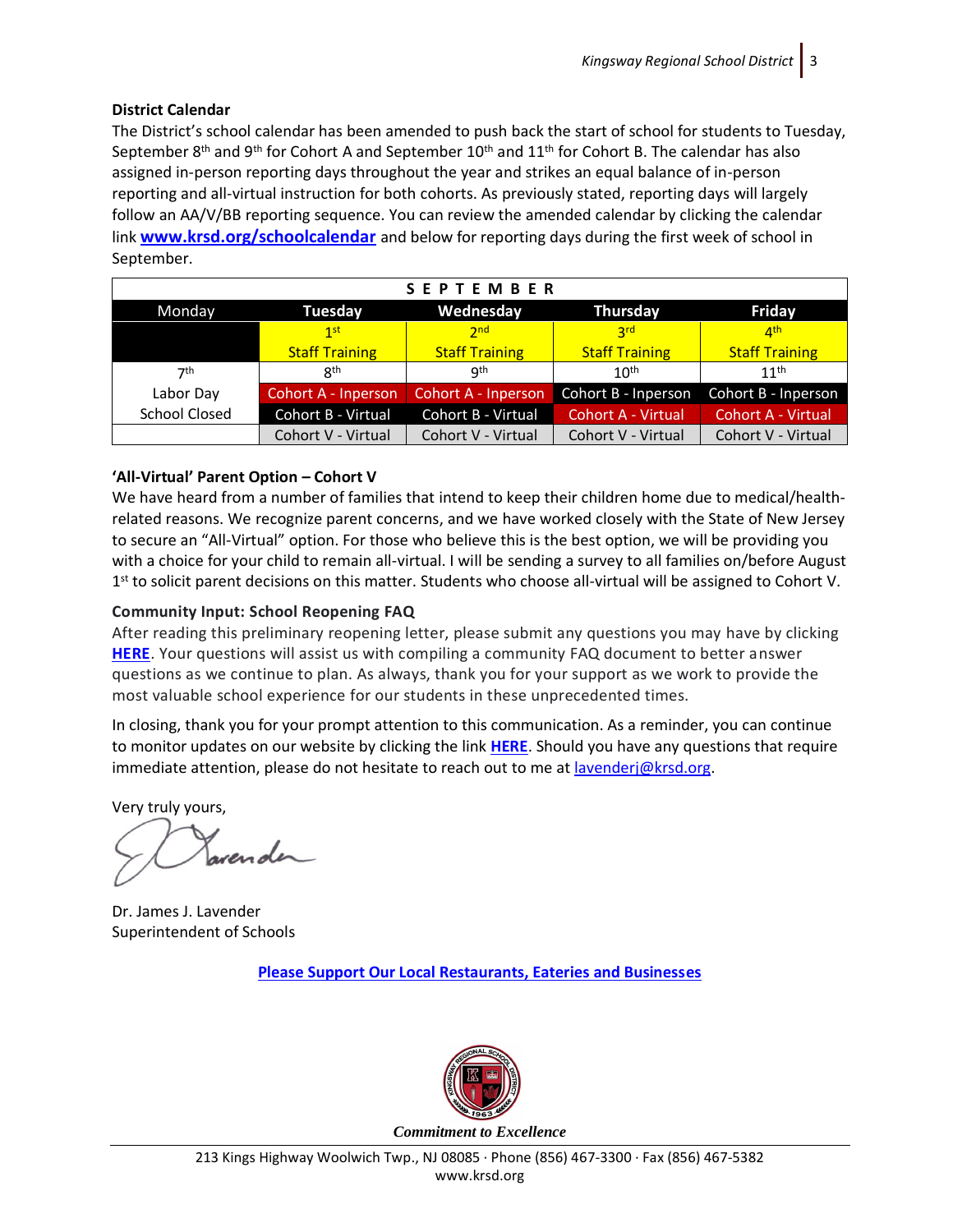**District Calendar**

The District's school calendar has been amended to push back the start of school for students to Tuesday, September 8th and 9th for Cohort A and September 10th and 11th for Cohort B. The calendar has also assigned in-person reporting days throughout the year and strikes an equal balance of in-person reporting and all-virtual instruction for both cohorts. As previously stated, reporting days will largely follow an AA/V/BB reporting sequence. You can review the amended calendar by clicking the calendar link **[www.krsd.org/schoolcalendar](www.krsd.org/schoolcalendar)** and below for reporting days during the first week of school in September.

| SEPTEMBER | | | | |
|---|---|---|---|---|
| Monday | **Tuesday** | **Wednesday** | **Thursday** | **Friday** |
| | 1st Staff Training | 2nd Staff Training | 3rd Staff Training | 4th Staff Training |
| 7th Labor Day School Closed | 8th | 9th | 10th | 11th |
| | Cohort A - Inperson | Cohort A - Inperson | Cohort B - Inperson | Cohort B - Inperson |
| | Cohort B - Virtual | Cohort B - Virtual | Cohort A - Virtual | Cohort A - Virtual |
| | Cohort V - Virtual | Cohort V - Virtual | Cohort V - Virtual | Cohort V - Virtual |

**'All-Virtual' Parent Option – Cohort V**

We have heard from a number of families that intend to keep their children home due to medical/health-related reasons. We recognize parent concerns, and we have worked closely with the State of New Jersey to secure an "All-Virtual" option. For those who believe this is the best option, we will be providing you with a choice for your child to remain all-virtual. I will be sending a survey to all families on/before August 1st to solicit parent decisions on this matter. Students who choose all-virtual will be assigned to Cohort V.

**Community Input: School Reopening FAQ**

After reading this preliminary reopening letter, please submit any questions you may have by clicking **HERE**. Your questions will assist us with compiling a community FAQ document to better answer questions as we continue to plan. As always, thank you for your support as we work to provide the most valuable school experience for our students in these unprecedented times.

In closing, thank you for your prompt attention to this communication. As a reminder, you can continue to monitor updates on our website by clicking the link **HERE**. Should you have any questions that require immediate attention, please do not hesitate to reach out to me at lavenderj@krsd.org.

Very truly yours,

Dr. James J. Lavender
Superintendent of Schools

**Please Support Our Local Restaurants, Eateries and Businesses**

***Commitment to Excellence***

213 Kings Highway Woolwich Twp., NJ 08085 · Phone (856) 467-3300 · Fax (856) 467-5382
www.krsd.org